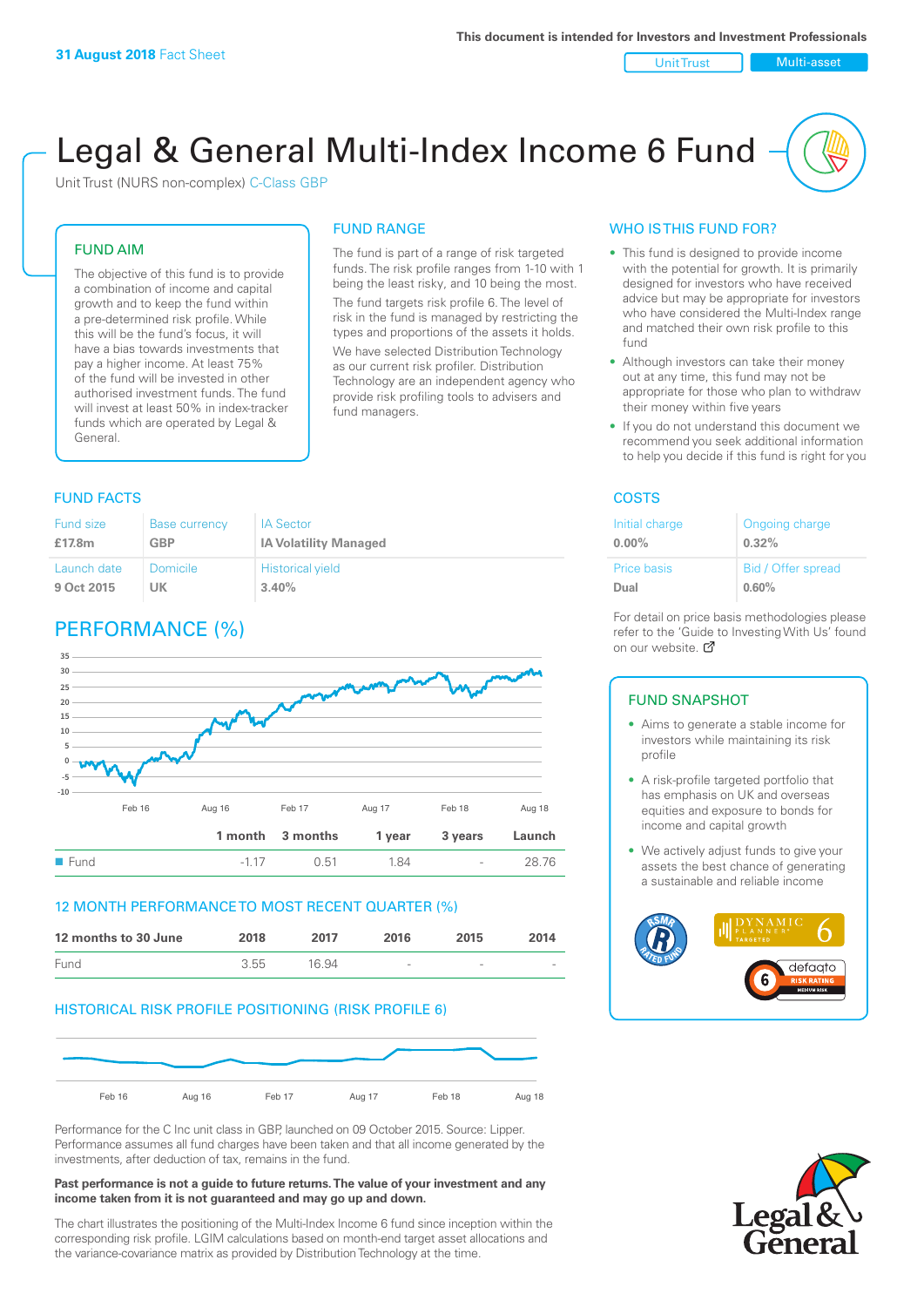**31 August 2018** Fact Sheet

This document is intended for Investors and Investment Professionals

Unit Trust | Multi-asset

# Legal & General Multi-Index Income 6 Fund

Unit Trust (NURS non-complex) C-Class GBP

## FUND AIM

The objective of this fund is to provide a combination of income and capital growth and to keep the fund within a pre-determined risk profile. While this will be the fund's focus, it will have a bias towards investments that pay a higher income. At least 75% of the fund will be invested in other authorised investment funds. The fund will invest at least 50% in index-tracker funds which are operated by Legal & General.

## FUND RANGE

The fund is part of a range of risk targeted funds. The risk profile ranges from 1-10 with 1 being the least risky, and 10 being the most.

The fund targets risk profile 6. The level of risk in the fund is managed by restricting the types and proportions of the assets it holds. We have selected Distribution Technology as our current risk profiler. Distribution Technology are an independent agency who provide risk profiling tools to advisers and fund managers.

## WHO IS THIS FUND FOR?

- This fund is designed to provide income with the potential for growth. It is primarily designed for investors who have received advice but may be appropriate for investors who have considered the Multi-Index range and matched their own risk profile to this fund
- Although investors can take their money out at any time, this fund may not be appropriate for those who plan to withdraw their money within five years
- If you do not understand this document we recommend you seek additional information to help you decide if this fund is right for you

## FUND FACTS

| Fund size | Base currency | IA Sector |
|---|---|---|
| **£17.8m** | **GBP** | **IA Volatility Managed** |
| **Launch date** | **Domicile** | **Historical yield** |
| **9 Oct 2015** | **UK** | **3.40%** |

## COSTS

| Initial charge | Ongoing charge |
|---|---|
| **0.00%** | **0.32%** |
| **Price basis** | **Bid / Offer spread** |
| **Dual** | **0.60%** |

For detail on price basis methodologies please refer to the 'Guide to Investing With Us' found on our website.

## PERFORMANCE (%)

| | 1 month | 3 months | 1 year | 3 years | Launch |
|---|---|---|---|---|---|
| Fund | -1.17 | 0.51 | 1.84 | - | 28.76 |

## 12 MONTH PERFORMANCE TO MOST RECENT QUARTER (%)

| 12 months to 30 June | 2018 | 2017 | 2016 | 2015 | 2014 |
|---|---|---|---|---|---|
| Fund | 3.55 | 16.94 | - | - | - |

## HISTORICAL RISK PROFILE POSITIONING (RISK PROFILE 6)

Performance for the C Inc unit class in GBP, launched on 09 October 2015. Source: Lipper. Performance assumes all fund charges have been taken and that all income generated by the investments, after deduction of tax, remains in the fund.

**Past performance is not a guide to future returns. The value of your investment and any income taken from it is not guaranteed and may go up and down.**

The chart illustrates the positioning of the Multi-Index Income 6 fund since inception within the corresponding risk profile. LGIM calculations based on month-end target asset allocations and the variance-covariance matrix as provided by Distribution Technology at the time.

## FUND SNAPSHOT

- Aims to generate a stable income for investors while maintaining its risk profile
- A risk-profile targeted portfolio that has emphasis on UK and overseas equities and exposure to bonds for income and capital growth
- We actively adjust funds to give your assets the best chance of generating a sustainable and reliable income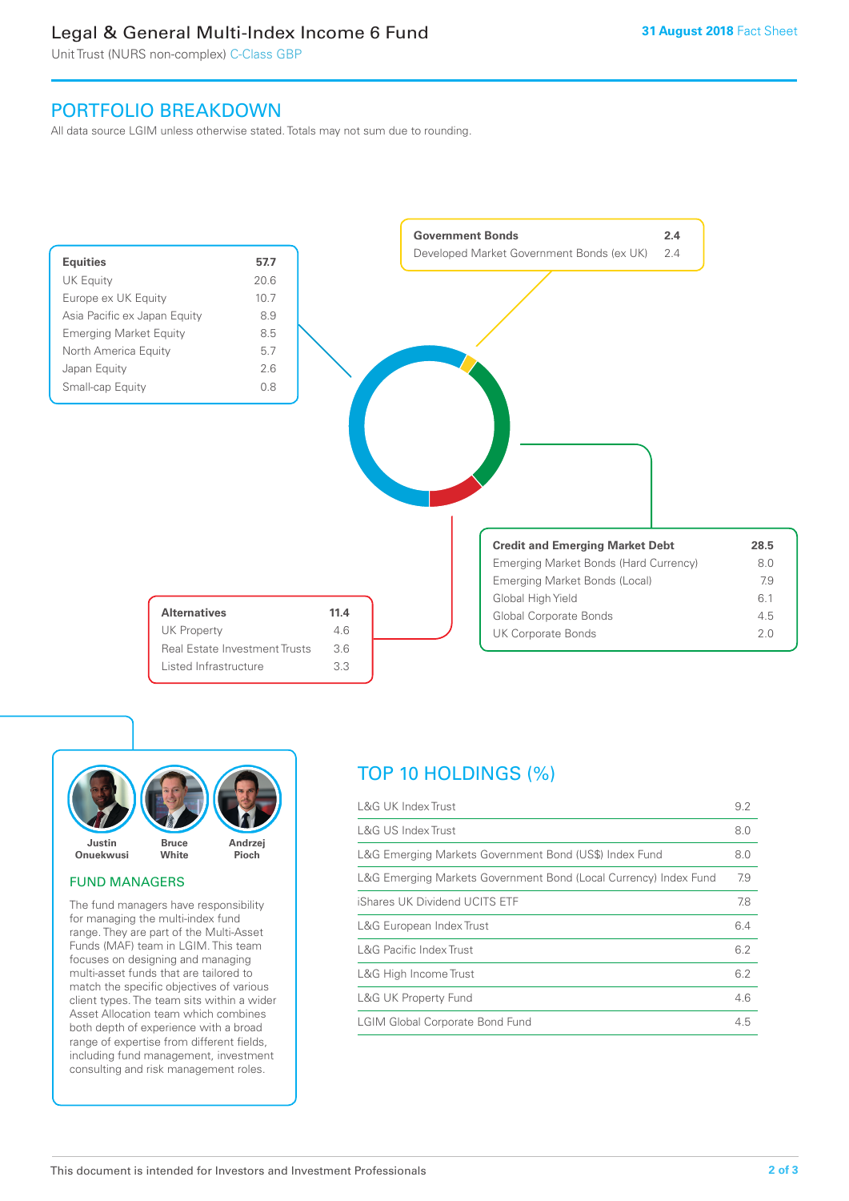# Legal & General Multi-Index Income 6 Fund

Unit Trust (NURS non-complex) C-Class GBP

31 August 2018 Fact Sheet

## PORTFOLIO BREAKDOWN

All data source LGIM unless otherwise stated. Totals may not sum due to rounding.

| Equities | 57.7 |
|---|---|
| UK Equity | 20.6 |
| Europe ex UK Equity | 10.7 |
| Asia Pacific ex Japan Equity | 8.9 |
| Emerging Market Equity | 8.5 |
| North America Equity | 5.7 |
| Japan Equity | 2.6 |
| Small-cap Equity | 0.8 |

| Government Bonds | 2.4 |
|---|---|
| Developed Market Government Bonds (ex UK) | 2.4 |

| Credit and Emerging Market Debt | 28.5 |
|---|---|
| Emerging Market Bonds (Hard Currency) | 8.0 |
| Emerging Market Bonds (Local) | 7.9 |
| Global High Yield | 6.1 |
| Global Corporate Bonds | 4.5 |
| UK Corporate Bonds | 2.0 |

| Alternatives | 11.4 |
|---|---|
| UK Property | 4.6 |
| Real Estate Investment Trusts | 3.6 |
| Listed Infrastructure | 3.3 |

Justin Onuekwusi, Bruce White, Andrzej Pioch

### FUND MANAGERS

The fund managers have responsibility for managing the multi-index fund range. They are part of the Multi-Asset Funds (MAF) team in LGIM. This team focuses on designing and managing multi-asset funds that are tailored to match the specific objectives of various client types. The team sits within a wider Asset Allocation team which combines both depth of experience with a broad range of expertise from different fields, including fund management, investment consulting and risk management roles.

## TOP 10 HOLDINGS (%)

| Holding | % |
|---|---|
| L&G UK Index Trust | 9.2 |
| L&G US Index Trust | 8.0 |
| L&G Emerging Markets Government Bond (US$) Index Fund | 8.0 |
| L&G Emerging Markets Government Bond (Local Currency) Index Fund | 7.9 |
| iShares UK Dividend UCITS ETF | 7.8 |
| L&G European Index Trust | 6.4 |
| L&G Pacific Index Trust | 6.2 |
| L&G High Income Trust | 6.2 |
| L&G UK Property Fund | 4.6 |
| LGIM Global Corporate Bond Fund | 4.5 |

This document is intended for Investors and Investment Professionals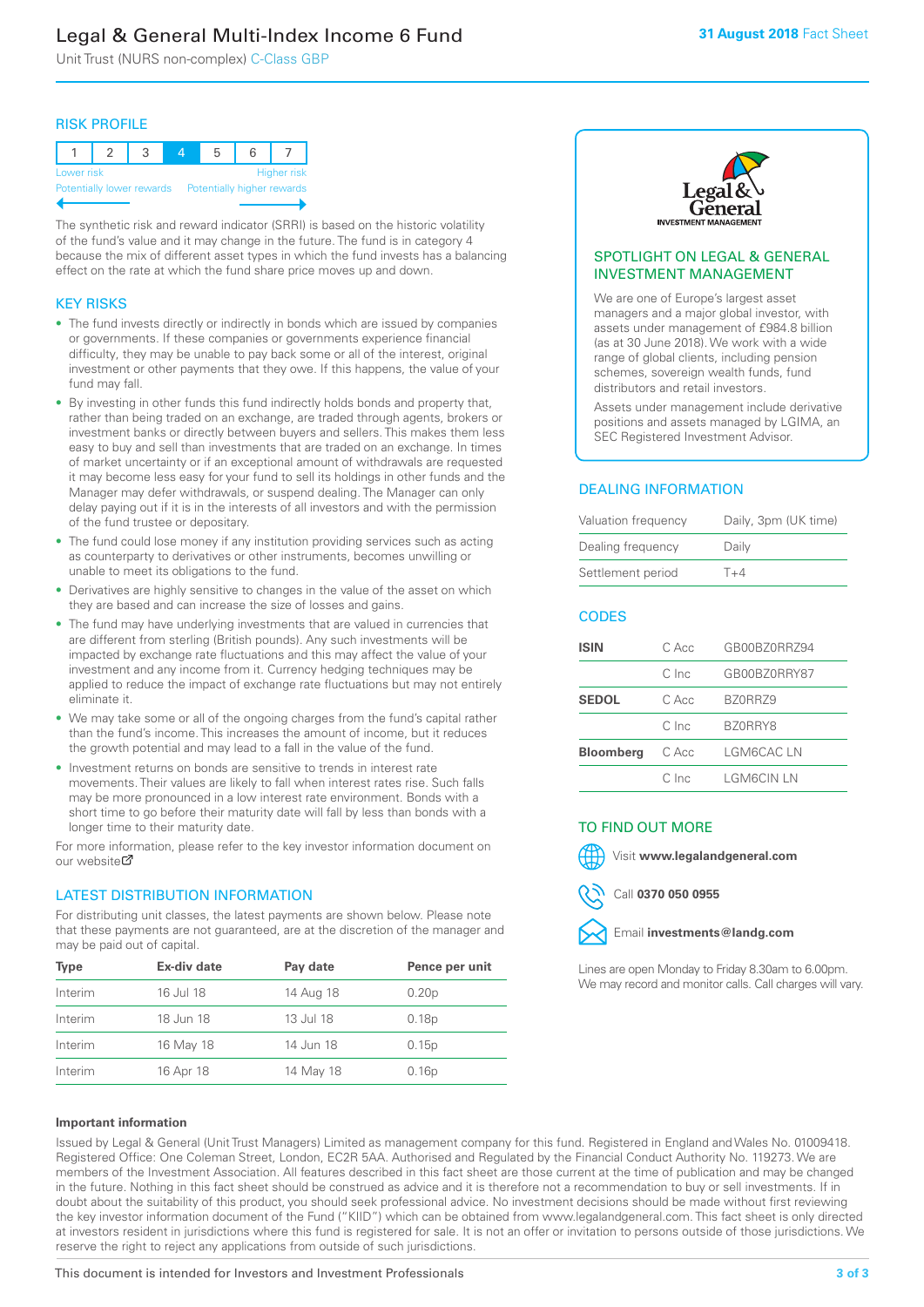# Legal & General Multi-Index Income 6 Fund

Unit Trust (NURS non-complex) C-Class GBP

**31 August 2018** Fact Sheet

## RISK PROFILE

| 1 | 2 | 3 | 4 | 5 | 6 | 7 |
|---|---|---|---|---|---|---|

Lower risk — Higher risk

Potentially lower rewards — Potentially higher rewards

The synthetic risk and reward indicator (SRRI) is based on the historic volatility of the fund's value and it may change in the future. The fund is in category 4 because the mix of different asset types in which the fund invests has a balancing effect on the rate at which the fund share price moves up and down.

## KEY RISKS

- The fund invests directly or indirectly in bonds which are issued by companies or governments. If these companies or governments experience financial difficulty, they may be unable to pay back some or all of the interest, original investment or other payments that they owe. If this happens, the value of your fund may fall.
- By investing in other funds this fund indirectly holds bonds and property that, rather than being traded on an exchange, are traded through agents, brokers or investment banks or directly between buyers and sellers. This makes them less easy to buy and sell than investments that are traded on an exchange. In times of market uncertainty or if an exceptional amount of withdrawals are requested it may become less easy for your fund to sell its holdings in other funds and the Manager may defer withdrawals, or suspend dealing. The Manager can only delay paying out if it is in the interests of all investors and with the permission of the fund trustee or depositary.
- The fund could lose money if any institution providing services such as acting as counterparty to derivatives or other instruments, becomes unwilling or unable to meet its obligations to the fund.
- Derivatives are highly sensitive to changes in the value of the asset on which they are based and can increase the size of losses and gains.
- The fund may have underlying investments that are valued in currencies that are different from sterling (British pounds). Any such investments will be impacted by exchange rate fluctuations and this may affect the value of your investment and any income from it. Currency hedging techniques may be applied to reduce the impact of exchange rate fluctuations but may not entirely eliminate it.
- We may take some or all of the ongoing charges from the fund's capital rather than the fund's income. This increases the amount of income, but it reduces the growth potential and may lead to a fall in the value of the fund.
- Investment returns on bonds are sensitive to trends in interest rate movements. Their values are likely to fall when interest rates rise. Such falls may be more pronounced in a low interest rate environment. Bonds with a short time to go before their maturity date will fall by less than bonds with a longer time to their maturity date.

For more information, please refer to the key investor information document on our website

## LATEST DISTRIBUTION INFORMATION

For distributing unit classes, the latest payments are shown below. Please note that these payments are not guaranteed, are at the discretion of the manager and may be paid out of capital.

| Type | Ex-div date | Pay date | Pence per unit |
|---|---|---|---|
| Interim | 16 Jul 18 | 14 Aug 18 | 0.20p |
| Interim | 18 Jun 18 | 13 Jul 18 | 0.18p |
| Interim | 16 May 18 | 14 Jun 18 | 0.15p |
| Interim | 16 Apr 18 | 14 May 18 | 0.16p |

## SPOTLIGHT ON LEGAL & GENERAL INVESTMENT MANAGEMENT

We are one of Europe's largest asset managers and a major global investor, with assets under management of £984.8 billion (as at 30 June 2018). We work with a wide range of global clients, including pension schemes, sovereign wealth funds, fund distributors and retail investors.

Assets under management include derivative positions and assets managed by LGIMA, an SEC Registered Investment Advisor.

## DEALING INFORMATION

| | |
|---|---|
| Valuation frequency | Daily, 3pm (UK time) |
| Dealing frequency | Daily |
| Settlement period | T+4 |

## CODES

| | | |
|---|---|---|
| **ISIN** | C Acc | GB00BZ0RRZ94 |
| | C Inc | GB00BZ0RRY87 |
| **SEDOL** | C Acc | BZ0RRZ9 |
| | C Inc | BZ0RRY8 |
| **Bloomberg** | C Acc | LGM6CAC LN |
| | C Inc | LGM6CIN LN |

## TO FIND OUT MORE

Visit **www.legalandgeneral.com**

Call **0370 050 0955**

Email **investments@landg.com**

Lines are open Monday to Friday 8.30am to 6.00pm. We may record and monitor calls. Call charges will vary.

### Important information

Issued by Legal & General (Unit Trust Managers) Limited as management company for this fund. Registered in England and Wales No. 01009418. Registered Office: One Coleman Street, London, EC2R 5AA. Authorised and Regulated by the Financial Conduct Authority No. 119273. We are members of the Investment Association. All features described in this fact sheet are those current at the time of publication and may be changed in the future. Nothing in this fact sheet should be construed as advice and it is therefore not a recommendation to buy or sell investments. If in doubt about the suitability of this product, you should seek professional advice. No investment decisions should be made without first reviewing the key investor information document of the Fund ("KIID") which can be obtained from www.legalandgeneral.com. This fact sheet is only directed at investors resident in jurisdictions where this fund is registered for sale. It is not an offer or invitation to persons outside of those jurisdictions. We reserve the right to reject any applications from outside of such jurisdictions.

This document is intended for Investors and Investment Professionals